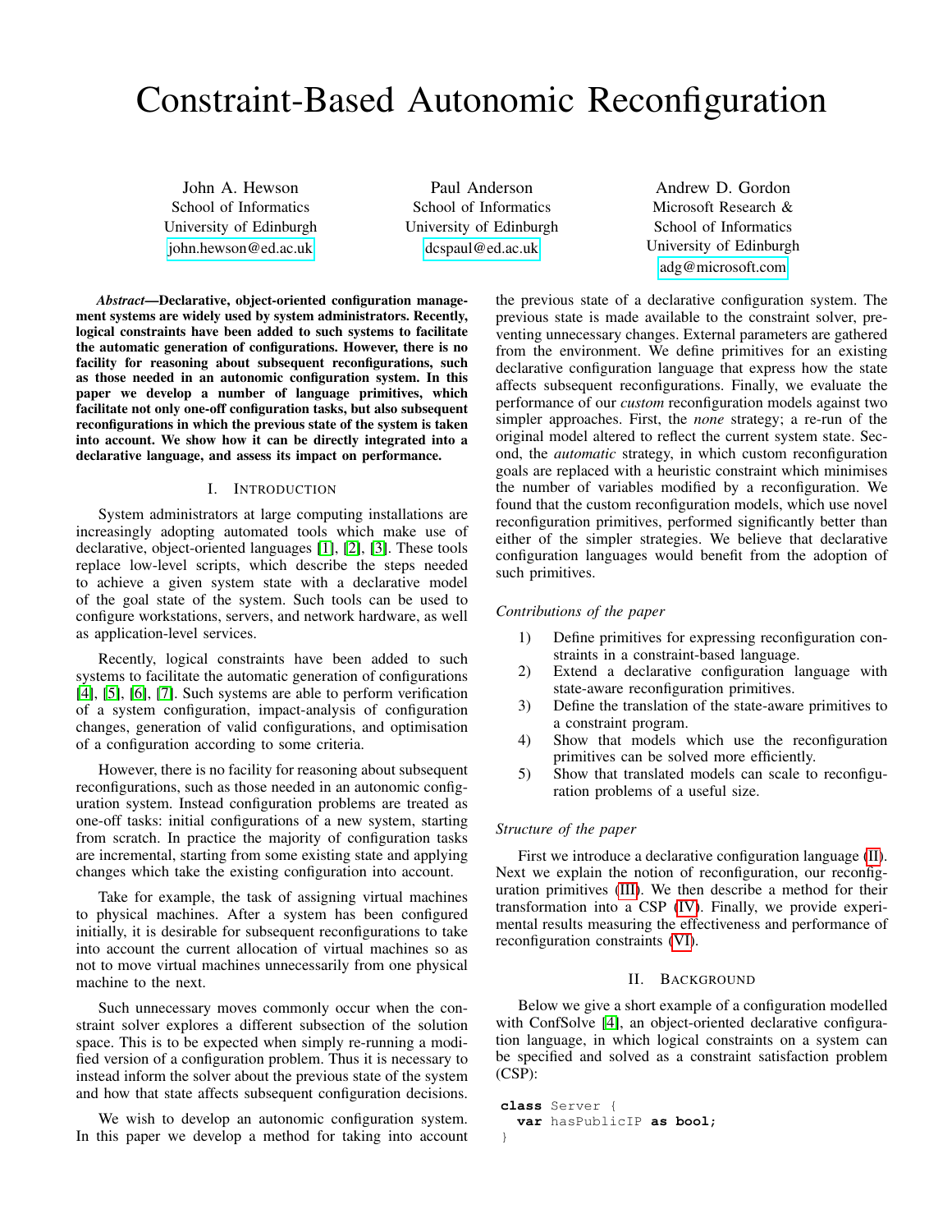# Constraint-Based Autonomic Reconfiguration

John A. Hewson
School of Informatics
University of Edinburgh
john.hewson@ed.ac.uk

Paul Anderson
School of Informatics
University of Edinburgh
dcspaul@ed.ac.uk

Andrew D. Gordon
Microsoft Research &
School of Informatics
University of Edinburgh
adg@microsoft.com

***Abstract*—Declarative, object-oriented configuration management systems are widely used by system administrators. Recently, logical constraints have been added to such systems to facilitate the automatic generation of configurations. However, there is no facility for reasoning about subsequent reconfigurations, such as those needed in an autonomic configuration system. In this paper we develop a number of language primitives, which facilitate not only one-off configuration tasks, but also subsequent reconfigurations in which the previous state of the system is taken into account. We show how it can be directly integrated into a declarative language, and assess its impact on performance.**

## I. Introduction

System administrators at large computing installations are increasingly adopting automated tools which make use of declarative, object-oriented languages [1], [2], [3]. These tools replace low-level scripts, which describe the steps needed to achieve a given system state with a declarative model of the goal state of the system. Such tools can be used to configure workstations, servers, and network hardware, as well as application-level services.

Recently, logical constraints have been added to such systems to facilitate the automatic generation of configurations [4], [5], [6], [7]. Such systems are able to perform verification of a system configuration, impact-analysis of configuration changes, generation of valid configurations, and optimisation of a configuration according to some criteria.

However, there is no facility for reasoning about subsequent reconfigurations, such as those needed in an autonomic configuration system. Instead configuration problems are treated as one-off tasks: initial configurations of a new system, starting from scratch. In practice the majority of configuration tasks are incremental, starting from some existing state and applying changes which take the existing configuration into account.

Take for example, the task of assigning virtual machines to physical machines. After a system has been configured initially, it is desirable for subsequent reconfigurations to take into account the current allocation of virtual machines so as not to move virtual machines unnecessarily from one physical machine to the next.

Such unnecessary moves commonly occur when the constraint solver explores a different subsection of the solution space. This is to be expected when simply re-running a modified version of a configuration problem. Thus it is necessary to instead inform the solver about the previous state of the system and how that state affects subsequent configuration decisions.

We wish to develop an autonomic configuration system. In this paper we develop a method for taking into account the previous state of a declarative configuration system. The previous state is made available to the constraint solver, preventing unnecessary changes. External parameters are gathered from the environment. We define primitives for an existing declarative configuration language that express how the state affects subsequent reconfigurations. Finally, we evaluate the performance of our *custom* reconfiguration models against two simpler approaches. First, the *none* strategy; a re-run of the original model altered to reflect the current system state. Second, the *automatic* strategy, in which custom reconfiguration goals are replaced with a heuristic constraint which minimises the number of variables modified by a reconfiguration. We found that the custom reconfiguration models, which use novel reconfiguration primitives, performed significantly better than either of the simpler strategies. We believe that declarative configuration languages would benefit from the adoption of such primitives.

*Contributions of the paper*

1) Define primitives for expressing reconfiguration constraints in a constraint-based language.
2) Extend a declarative configuration language with state-aware reconfiguration primitives.
3) Define the translation of the state-aware primitives to a constraint program.
4) Show that models which use the reconfiguration primitives can be solved more efficiently.
5) Show that translated models can scale to reconfiguration problems of a useful size.

*Structure of the paper*

First we introduce a declarative configuration language (II). Next we explain the notion of reconfiguration, our reconfiguration primitives (III). We then describe a method for their transformation into a CSP (IV). Finally, we provide experimental results measuring the effectiveness and performance of reconfiguration constraints (VI).

## II. Background

Below we give a short example of a configuration modelled with ConfSolve [4], an object-oriented declarative configuration language, in which logical constraints on a system can be specified and solved as a constraint satisfaction problem (CSP):

```
class Server {
  var hasPublicIP as bool;
}
```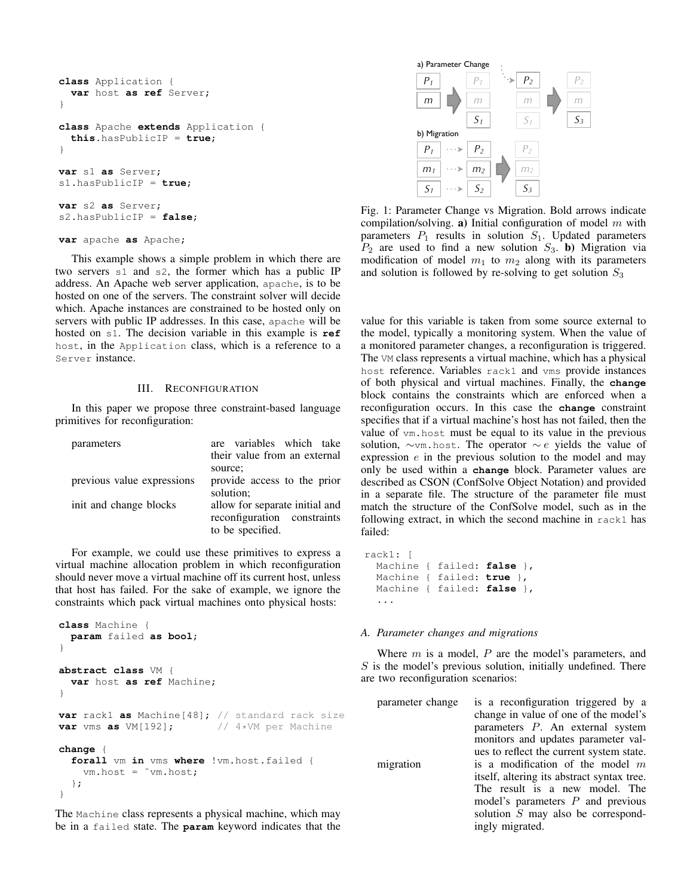```
class Application {
  var host as ref Server;
}

class Apache extends Application {
  this.hasPublicIP = true;
}

var s1 as Server;
s1.hasPublicIP = true;

var s2 as Server;
s2.hasPublicIP = false;

var apache as Apache;
```

This example shows a simple problem in which there are two servers `s1` and `s2`, the former which has a public IP address. An Apache web server application, `apache`, is to be hosted on one of the servers. The constraint solver will decide which. Apache instances are constrained to be hosted only on servers with public IP addresses. In this case, `apache` will be hosted on `s1`. The decision variable in this example is **`ref`** `host`, in the `Application` class, which is a reference to a `Server` instance.

## III. Reconfiguration

In this paper we propose three constraint-based language primitives for reconfiguration:

- **parameters** — are variables which take their value from an external source;
- **previous value expressions** — provide access to the prior solution;
- **init and change blocks** — allow for separate initial and reconfiguration constraints to be specified.

For example, we could use these primitives to express a virtual machine allocation problem in which reconfiguration should never move a virtual machine off its current host, unless that host has failed. For the sake of example, we ignore the constraints which pack virtual machines onto physical hosts:

```
class Machine {
  param failed as bool;
}

abstract class VM {
  var host as ref Machine;
}

var rack1 as Machine[48]; // standard rack size
var vms as VM[192];       // 4*VM per Machine

change {
  forall vm in vms where !vm.host.failed {
    vm.host = ~vm.host;
  };
}
```

The `Machine` class represents a physical machine, which may be in a `failed` state. The **`param`** keyword indicates that the value for this variable is taken from some source external to the model, typically a monitoring system. When the value of a monitored parameter changes, a reconfiguration is triggered. The `VM` class represents a virtual machine, which has a physical `host` reference. Variables `rack1` and `vms` provide instances of both physical and virtual machines. Finally, the **`change`** block contains the constraints which are enforced when a reconfiguration occurs. In this case the **`change`** constraint specifies that if a virtual machine's host has not failed, then the value of `vm.host` must be equal to its value in the previous solution, `~vm.host`. The operator $\sim e$ yields the value of expression $e$ in the previous solution to the model and may only be used within a **`change`** block. Parameter values are described as CSON (ConfSolve Object Notation) and provided in a separate file. The structure of the parameter file must match the structure of the ConfSolve model, such as in the following extract, in which the second machine in `rack1` has failed:

```
rack1: [
  Machine { failed: false },
  Machine { failed: true },
  Machine { failed: false },
  ...
```

Fig. 1: Parameter Change vs Migration. Bold arrows indicate compilation/solving. **a)** Initial configuration of model $m$ with parameters $P_1$ results in solution $S_1$. Updated parameters $P_2$ are used to find a new solution $S_3$. **b)** Migration via modification of model $m_1$ to $m_2$ along with its parameters and solution is followed by re-solving to get solution $S_3$

### A. Parameter changes and migrations

Where $m$ is a model, $P$ are the model's parameters, and $S$ is the model's previous solution, initially undefined. There are two reconfiguration scenarios:

- **parameter change** — is a reconfiguration triggered by a change in value of one of the model's parameters $P$. An external system monitors and updates parameter values to reflect the current system state.
- **migration** — is a modification of the model $m$ itself, altering its abstract syntax tree. The result is a new model. The model's parameters $P$ and previous solution $S$ may also be correspondingly migrated.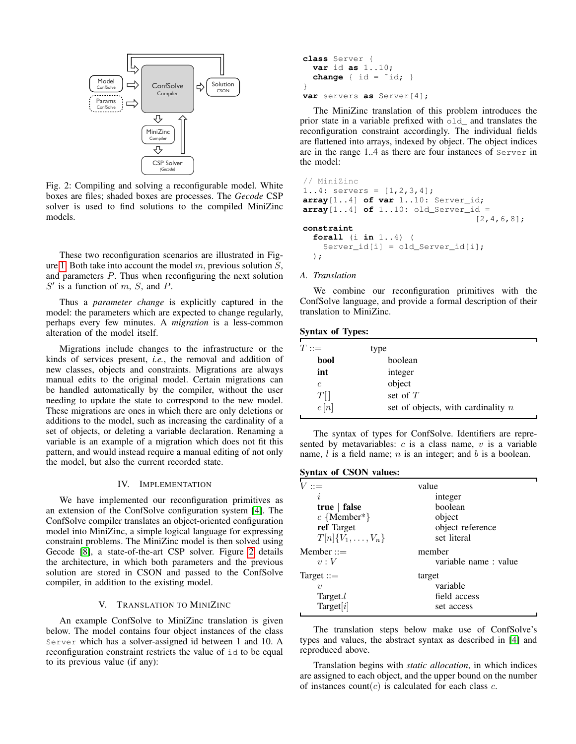Fig. 2: Compiling and solving a reconfigurable model. White boxes are files; shaded boxes are processes. The *Gecode* CSP solver is used to find solutions to the compiled MiniZinc models.

These two reconfiguration scenarios are illustrated in Figure 1. Both take into account the model $m$, previous solution $S$, and parameters $P$. Thus when reconfiguring the next solution $S'$ is a function of $m$, $S$, and $P$.

Thus a *parameter change* is explicitly captured in the model: the parameters which are expected to change regularly, perhaps every few minutes. A *migration* is a less-common alteration of the model itself.

Migrations include changes to the infrastructure or the kinds of services present, *i.e.*, the removal and addition of new classes, objects and constraints. Migrations are always manual edits to the original model. Certain migrations can be handled automatically by the compiler, without the user needing to update the state to correspond to the new model. These migrations are ones in which there are only deletions or additions to the model, such as increasing the cardinality of a set of objects, or deleting a variable declaration. Renaming a variable is an example of a migration which does not fit this pattern, and would instead require a manual editing of not only the model, but also the current recorded state.

## IV. Implementation

We have implemented our reconfiguration primitives as an extension of the ConfSolve configuration system [4]. The ConfSolve compiler translates an object-oriented configuration model into MiniZinc, a simple logical language for expressing constraint problems. The MiniZinc model is then solved using Gecode [8], a state-of-the-art CSP solver. Figure 2 details the architecture, in which both parameters and the previous solution are stored in CSON and passed to the ConfSolve compiler, in addition to the existing model.

## V. Translation to MiniZinc

An example ConfSolve to MiniZinc translation is given below. The model contains four object instances of the class `Server` which has a solver-assigned id between 1 and 10. A reconfiguration constraint restricts the value of `id` to be equal to its previous value (if any):

```
class Server {
  var id as 1..10;
  change { id = ~id; }
}
var servers as Server[4];
```

The MiniZinc translation of this problem introduces the prior state in a variable prefixed with `old_` and translates the reconfiguration constraint accordingly. The individual fields are flattened into arrays, indexed by object. The object indices are in the range 1..4 as there are four instances of `Server` in the model:

```
// MiniZinc
1..4: servers = [1,2,3,4];
array[1..4] of var 1..10: Server_id;
array[1..4] of 1..10: old_Server_id =
                                [2,4,6,8];
constraint
  forall (i in 1..4) (
    Server_id[i] = old_Server_id[i];
  );
```

### A. Translation

We combine our reconfiguration primitives with the ConfSolve language, and provide a formal description of their translation to MiniZinc.

**Syntax of Types:**

| | |
|---|---|
| $T ::=$ | type |
| **bool** | boolean |
| **int** | integer |
| $c$ | object |
| $T[\,]$ | set of $T$ |
| $c\,[n]$ | set of objects, with cardinality $n$ |

The syntax of types for ConfSolve. Identifiers are represented by metavariables: $c$ is a class name, $v$ is a variable name, $l$ is a field name; $n$ is an integer; and $b$ is a boolean.

**Syntax of CSON values:**

| | |
|---|---|
| $V ::=$ | value |
| $i$ | integer |
| **true** \| **false** | boolean |
| $c$ {Member*} | object |
| **ref** Target | object reference |
| $T[n]\{V_1, \ldots, V_n\}$ | set literal |
| Member ::= | member |
| $v : V$ | variable name : value |
| Target ::= | target |
| $v$ | variable |
| Target.$l$ | field access |
| Target[$i$] | set access |

The translation steps below make use of ConfSolve's types and values, the abstract syntax as described in [4] and reproduced above.

Translation begins with *static allocation*, in which indices are assigned to each object, and the upper bound on the number of instances count($c$) is calculated for each class $c$.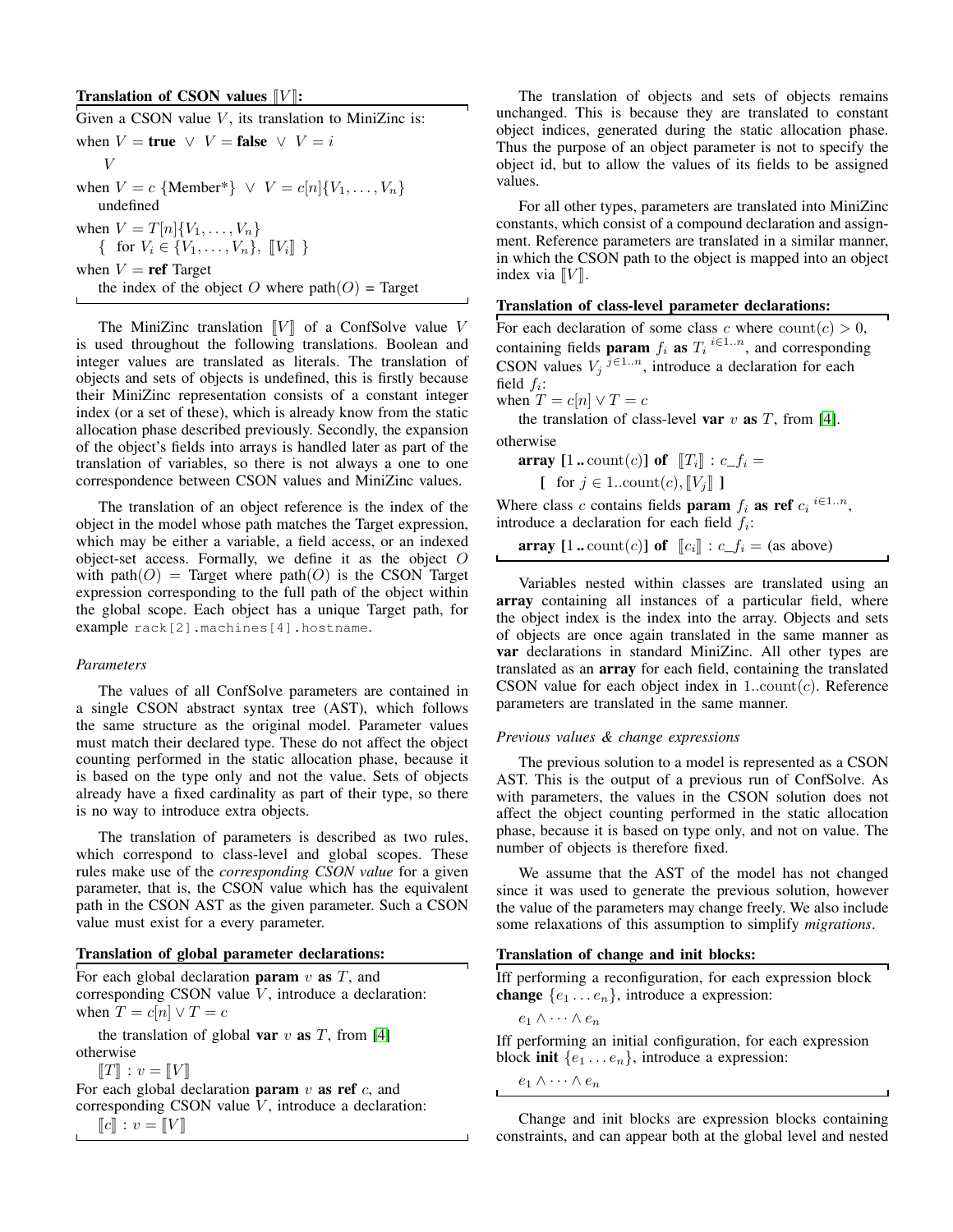**Translation of CSON values $[\![V]\!]$:**

Given a CSON value $V$, its translation to MiniZinc is:

when $V = \textbf{true} \;\vee\; V = \textbf{false} \;\vee\; V = i$

$V$

when $V = c\ \{\text{Member*}\} \;\vee\; V = c[n]\{V_1, \ldots, V_n\}$

undefined

when $V = T[n]\{V_1, \ldots, V_n\}$

$\{\;$ for $V_i \in \{V_1, \ldots, V_n\},\ [\![V_i]\!]\ \}$

when $V = \textbf{ref}$ Target

the index of the object $O$ where path($O$) = Target

The MiniZinc translation $[\![V]\!]$ of a ConfSolve value $V$ is used throughout the following translations. Boolean and integer values are translated as literals. The translation of objects and sets of objects is undefined, this is firstly because their MiniZinc representation consists of a constant integer index (or a set of these), which is already know from the static allocation phase described previously. Secondly, the expansion of the object's fields into arrays is handled later as part of the translation of variables, so there is not always a one to one correspondence between CSON values and MiniZinc values.

The translation of an object reference is the index of the object in the model whose path matches the Target expression, which may be either a variable, a field access, or an indexed object-set access. Formally, we define it as the object $O$ with path($O$) = Target where path($O$) is the CSON Target expression corresponding to the full path of the object within the global scope. Each object has a unique Target path, for example `rack[2].machines[4].hostname`.

*Parameters*

The values of all ConfSolve parameters are contained in a single CSON abstract syntax tree (AST), which follows the same structure as the original model. Parameter values must match their declared type. These do not affect the object counting performed in the static allocation phase, because it is based on the type only and not the value. Sets of objects already have a fixed cardinality as part of their type, so there is no way to introduce extra objects.

The translation of parameters is described as two rules, which correspond to class-level and global scopes. These rules make use of the *corresponding CSON value* for a given parameter, that is, the CSON value which has the equivalent path in the CSON AST as the given parameter. Such a CSON value must exist for a every parameter.

**Translation of global parameter declarations:**

For each global declaration **param** $v$ **as** $T$, and corresponding CSON value $V$, introduce a declaration:

when $T = c[n] \vee T = c$

the translation of global **var** $v$ **as** $T$, from [4]

otherwise

$[\![T]\!] : v = [\![V]\!]$

For each global declaration **param** $v$ **as ref** $c$, and corresponding CSON value $V$, introduce a declaration:

$[\![c]\!] : v = [\![V]\!]$

The translation of objects and sets of objects remains unchanged. This is because they are translated to constant object indices, generated during the static allocation phase. Thus the purpose of an object parameter is not to specify the object id, but to allow the values of its fields to be assigned values.

For all other types, parameters are translated into MiniZinc constants, which consist of a compound declaration and assignment. Reference parameters are translated in a similar manner, in which the CSON path to the object is mapped into an object index via $[\![V]\!]$.

**Translation of class-level parameter declarations:**

For each declaration of some class $c$ where $\text{count}(c) > 0$, containing fields **param** $f_i$ **as** $T_i\ ^{i \in 1..n}$, and corresponding CSON values $V_j\ ^{j \in 1..n}$, introduce a declaration for each field $f_i$:

when $T = c[n] \vee T = c$

the translation of class-level **var** $v$ **as** $T$, from [4].

otherwise

**array** $[1\,..\,\text{count}(c)]$ **of** $[\![T_i]\!] : c\_f_i =$

**[** for $j \in 1..\text{count}(c), [\![V_j]\!]$ **]**

Where class $c$ contains fields **param** $f_i$ **as ref** $c_i\ ^{i \in 1..n}$, introduce a declaration for each field $f_i$:

**array** $[1\,..\,\text{count}(c)]$ **of** $[\![c_i]\!] : c\_f_i =$ (as above)

Variables nested within classes are translated using an **array** containing all instances of a particular field, where the object index is the index into the array. Objects and sets of objects are once again translated in the same manner as **var** declarations in standard MiniZinc. All other types are translated as an **array** for each field, containing the translated CSON value for each object index in $1..\text{count}(c)$. Reference parameters are translated in the same manner.

*Previous values & change expressions*

The previous solution to a model is represented as a CSON AST. This is the output of a previous run of ConfSolve. As with parameters, the values in the CSON solution does not affect the object counting performed in the static allocation phase, because it is based on type only, and not on value. The number of objects is therefore fixed.

We assume that the AST of the model has not changed since it was used to generate the previous solution, however the value of the parameters may change freely. We also include some relaxations of this assumption to simplify *migrations*.

**Translation of change and init blocks:**

Iff performing a reconfiguration, for each expression block **change** $\{e_1 \ldots e_n\}$, introduce a expression:

$e_1 \wedge \cdots \wedge e_n$

Iff performing an initial configuration, for each expression block **init** $\{e_1 \ldots e_n\}$, introduce a expression:

$e_1 \wedge \cdots \wedge e_n$

Change and init blocks are expression blocks containing constraints, and can appear both at the global level and nested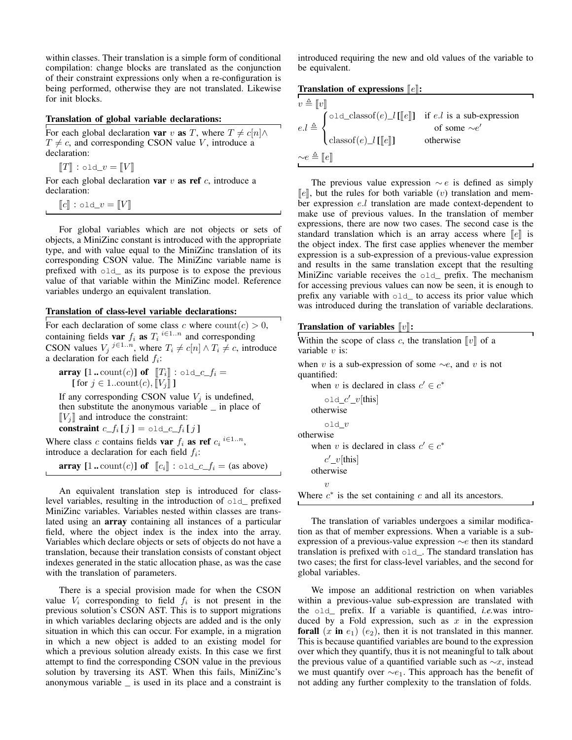within classes. Their translation is a simple form of conditional compilation: change blocks are translated as the conjunction of their constraint expressions only when a re-configuration is being performed, otherwise they are not translated. Likewise for init blocks.

**Translation of global variable declarations:**

For each global declaration **var** $v$ **as** $T$, where $T \neq c[n] \wedge T \neq c$, and corresponding CSON value $V$, introduce a declaration:

$[\![T]\!]$ : `old_`$v = [\![V]\!]$

For each global declaration **var** $v$ **as ref** $c$, introduce a declaration:

$[\![c]\!]$ : `old_`$v = [\![V]\!]$

For global variables which are not objects or sets of objects, a MiniZinc constant is introduced with the appropriate type, and with value equal to the MiniZinc translation of its corresponding CSON value. The MiniZinc variable name is prefixed with `old_` as its purpose is to expose the previous value of that variable within the MiniZinc model. Reference variables undergo an equivalent translation.

**Translation of class-level variable declarations:**

For each declaration of some class $c$ where $\text{count}(c) > 0$, containing fields **var** $f_i$ **as** $T_i^{\ i \in 1..n}$ and corresponding CSON values $V_j^{\ j \in 1..n}$, where $T_i \neq c[n] \wedge T_i \neq c$, introduce a declaration for each field $f_i$:

**array** $[1\,..\,\text{count}(c)]$ **of** $[\![T_i]\!]$ : `old_`$c$`_`$f_i$ = $[$ for $j \in 1..\text{count}(c), [\![V_j]\!]\ ]$

If any corresponding CSON value $V_j$ is undefined, then substitute the anonymous variable _ in place of $[\![V_j]\!]$ and introduce the constraint:
**constraint** $c$_$f_i\,[\,j\,]$ = `old_`$c$_$f_i\,[\,j\,]$

Where class $c$ contains fields **var** $f_i$ **as ref** $c_i^{\ i \in 1..n}$, introduce a declaration for each field $f_i$:

**array** $[1\,..\,\text{count}(c)]$ **of** $[\![c_i]\!]$ : `old_`$c$_$f_i$ = (as above)

An equivalent translation step is introduced for class-level variables, resulting in the introduction of `old_` prefixed MiniZinc variables. Variables nested within classes are translated using an **array** containing all instances of a particular field, where the object index is the index into the array. Variables which declare objects or sets of objects do not have a translation, because their translation consists of constant object indexes generated in the static allocation phase, as was the case with the translation of parameters.

There is a special provision made for when the CSON value $V_i$ corresponding to field $f_i$ is not present in the previous solution's CSON AST. This is to support migrations in which variables declaring objects are added and is the only situation in which this can occur. For example, in a migration in which a new object is added to an existing model for which a previous solution already exists. In this case we first attempt to find the corresponding CSON value in the previous solution by traversing its AST. When this fails, MiniZinc's anonymous variable _ is used in its place and a constraint is introduced requiring the new and old values of the variable to be equivalent.

**Translation of expressions $[\![e]\!]$:**

$v \triangleq [\![v]\!]$

$$e.l \triangleq \begin{cases} \texttt{old\_}\text{classof}(e)\_l\,[\,[\![e]\!]\,] & \text{if } e.l \text{ is a sub-expression of some } \sim e' \\ \text{classof}(e)\_l\,[\,[\![e]\!]\,] & \text{otherwise} \end{cases}$$

$\sim e \triangleq [\![e]\!]$

The previous value expression $\sim e$ is defined as simply $[\![e]\!]$, but the rules for both variable ($v$) translation and member expression $e.l$ translation are made context-dependent to make use of previous values. In the translation of member expressions, there are now two cases. The second case is the standard translation which is an array access where $[\![e]\!]$ is the object index. The first case applies whenever the member expression is a sub-expression of a previous-value expression and results in the same translation except that the resulting MiniZinc variable receives the `old_` prefix. The mechanism for accessing previous values can now be seen, it is enough to prefix any variable with `old_` to access its prior value which was introduced during the translation of variable declarations.

**Translation of variables $[\![v]\!]$:**

Within the scope of class $c$, the translation $[\![v]\!]$ of a variable $v$ is:

when $v$ is a sub-expression of some $\sim e$, and $v$ is not quantified:
  when $v$ is declared in class $c' \in c^*$
    `old_`$c'$_$v$[this]
  otherwise
    `old_`$v$
otherwise
  when $v$ is declared in class $c' \in c^*$
    $c'$_$v$[this]
  otherwise
    $v$

Where $c^*$ is the set containing $c$ and all its ancestors.

The translation of variables undergoes a similar modification as that of member expressions. When a variable is a sub-expression of a previous-value expression $\sim e$ then its standard translation is prefixed with `old_`. The standard translation has two cases; the first for class-level variables, and the second for global variables.

We impose an additional restriction on when variables within a previous-value sub-expression are translated with the `old_` prefix. If a variable is quantified, *i.e.*was introduced by a Fold expression, such as $x$ in the expression **forall** ($x$ **in** $e_1$) ($e_2$), then it is not translated in this manner. This is because quantified variables are bound to the expression over which they quantify, thus it is not meaningful to talk about the previous value of a quantified variable such as $\sim x$, instead we must quantify over $\sim e_1$. This approach has the benefit of not adding any further complexity to the translation of folds.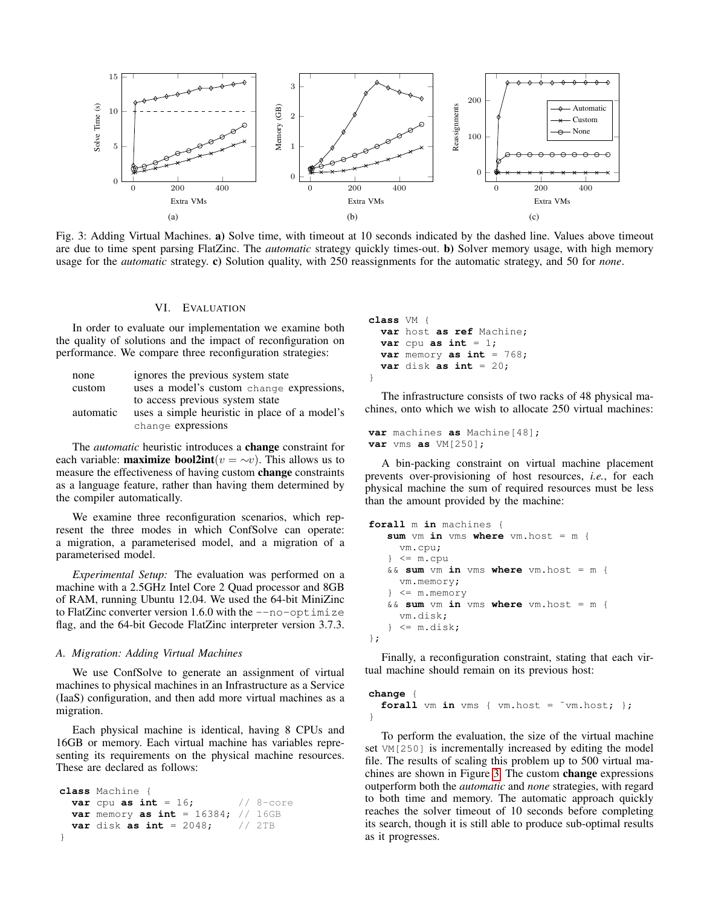Fig. 3: Adding Virtual Machines. **a)** Solve time, with timeout at 10 seconds indicated by the dashed line. Values above timeout are due to time spent parsing FlatZinc. The *automatic* strategy quickly times-out. **b)** Solver memory usage, with high memory usage for the *automatic* strategy. **c)** Solution quality, with 250 reassignments for the automatic strategy, and 50 for *none*.

## VI. Evaluation

In order to evaluate our implementation we examine both the quality of solutions and the impact of reconfiguration on performance. We compare three reconfiguration strategies:

| | |
|---|---|
| none | ignores the previous system state |
| custom | uses a model's custom `change` expressions, to access previous system state |
| automatic | uses a simple heuristic in place of a model's `change` expressions |

The *automatic* heuristic introduces a **change** constraint for each variable: **maximize bool2int**$(v = \sim v)$. This allows us to measure the effectiveness of having custom **change** constraints as a language feature, rather than having them determined by the compiler automatically.

We examine three reconfiguration scenarios, which represent the three modes in which ConfSolve can operate: a migration, a parameterised model, and a migration of a parameterised model.

*Experimental Setup:* The evaluation was performed on a machine with a 2.5GHz Intel Core 2 Quad processor and 8GB of RAM, running Ubuntu 12.04. We used the 64-bit MiniZinc to FlatZinc converter version 1.6.0 with the `--no-optimize` flag, and the 64-bit Gecode FlatZinc interpreter version 3.7.3.

### A. Migration: Adding Virtual Machines

We use ConfSolve to generate an assignment of virtual machines to physical machines in an Infrastructure as a Service (IaaS) configuration, and then add more virtual machines as a migration.

Each physical machine is identical, having 8 CPUs and 16GB or memory. Each virtual machine has variables representing its requirements on the physical machine resources. These are declared as follows:

```
class Machine {
  var cpu as int = 16;         // 8-core
  var memory as int = 16384; // 16GB
  var disk as int = 2048;      // 2TB
}
```

```
class VM {
  var host as ref Machine;
  var cpu as int = 1;
  var memory as int = 768;
  var disk as int = 20;
}
```

The infrastructure consists of two racks of 48 physical machines, onto which we wish to allocate 250 virtual machines:

```
var machines as Machine[48];
var vms as VM[250];
```

A bin-packing constraint on virtual machine placement prevents over-provisioning of host resources, *i.e.*, for each physical machine the sum of required resources must be less than the amount provided by the machine:

```
forall m in machines {
   sum vm in vms where vm.host = m {
     vm.cpu;
   } <= m.cpu
   && sum vm in vms where vm.host = m {
     vm.memory;
   } <= m.memory
   && sum vm in vms where vm.host = m {
     vm.disk;
   } <= m.disk;
};
```

Finally, a reconfiguration constraint, stating that each virtual machine should remain on its previous host:

```
change {
  forall vm in vms { vm.host = ~vm.host; };
}
```

To perform the evaluation, the size of the virtual machine set `VM[250]` is incrementally increased by editing the model file. The results of scaling this problem up to 500 virtual machines are shown in Figure 3. The custom **change** expressions outperform both the *automatic* and *none* strategies, with regard to both time and memory. The automatic approach quickly reaches the solver timeout of 10 seconds before completing its search, though it is still able to produce sub-optimal results as it progresses.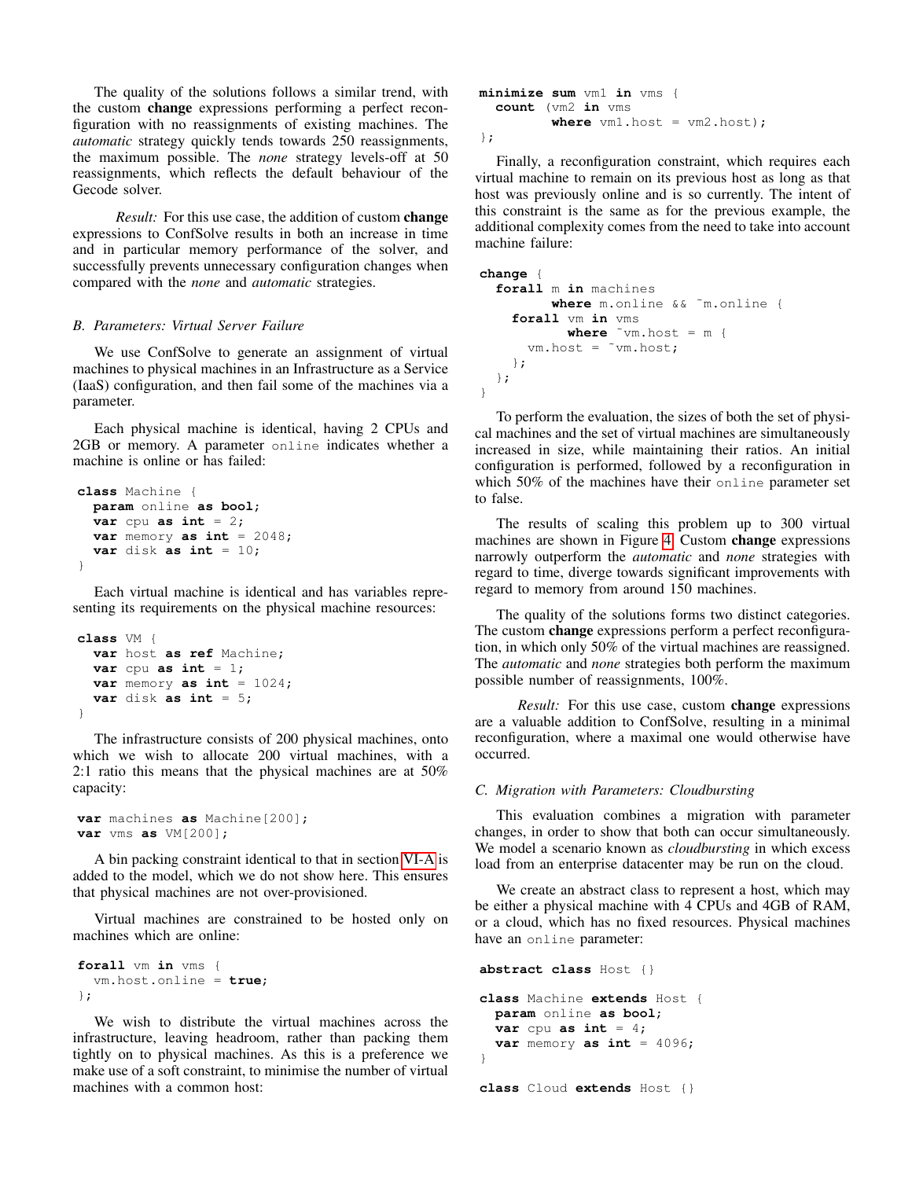The quality of the solutions follows a similar trend, with the custom **change** expressions performing a perfect reconfiguration with no reassignments of existing machines. The *automatic* strategy quickly tends towards 250 reassignments, the maximum possible. The *none* strategy levels-off at 50 reassignments, which reflects the default behaviour of the Gecode solver.

*Result:* For this use case, the addition of custom **change** expressions to ConfSolve results in both an increase in time and in particular memory performance of the solver, and successfully prevents unnecessary configuration changes when compared with the *none* and *automatic* strategies.

### B. Parameters: Virtual Server Failure

We use ConfSolve to generate an assignment of virtual machines to physical machines in an Infrastructure as a Service (IaaS) configuration, and then fail some of the machines via a parameter.

Each physical machine is identical, having 2 CPUs and 2GB or memory. A parameter `online` indicates whether a machine is online or has failed:

```
class Machine {
  param online as bool;
  var cpu as int = 2;
  var memory as int = 2048;
  var disk as int = 10;
}
```

Each virtual machine is identical and has variables representing its requirements on the physical machine resources:

```
class VM {
  var host as ref Machine;
  var cpu as int = 1;
  var memory as int = 1024;
  var disk as int = 5;
}
```

The infrastructure consists of 200 physical machines, onto which we wish to allocate 200 virtual machines, with a 2:1 ratio this means that the physical machines are at 50% capacity:

```
var machines as Machine[200];
var vms as VM[200];
```

A bin packing constraint identical to that in section VI-A is added to the model, which we do not show here. This ensures that physical machines are not over-provisioned.

Virtual machines are constrained to be hosted only on machines which are online:

```
forall vm in vms {
  vm.host.online = true;
};
```

We wish to distribute the virtual machines across the infrastructure, leaving headroom, rather than packing them tightly on to physical machines. As this is a preference we make use of a soft constraint, to minimise the number of virtual machines with a common host:

```
minimize sum vm1 in vms {
  count (vm2 in vms
         where vm1.host = vm2.host);
};
```

Finally, a reconfiguration constraint, which requires each virtual machine to remain on its previous host as long as that host was previously online and is so currently. The intent of this constraint is the same as for the previous example, the additional complexity comes from the need to take into account machine failure:

```
change {
  forall m in machines
         where m.online && ~m.online {
    forall vm in vms
           where ~vm.host = m {
      vm.host = ~vm.host;
    };
  };
}
```

To perform the evaluation, the sizes of both the set of physical machines and the set of virtual machines are simultaneously increased in size, while maintaining their ratios. An initial configuration is performed, followed by a reconfiguration in which 50% of the machines have their `online` parameter set to false.

The results of scaling this problem up to 300 virtual machines are shown in Figure 4. Custom **change** expressions narrowly outperform the *automatic* and *none* strategies with regard to time, diverge towards significant improvements with regard to memory from around 150 machines.

The quality of the solutions forms two distinct categories. The custom **change** expressions perform a perfect reconfiguration, in which only 50% of the virtual machines are reassigned. The *automatic* and *none* strategies both perform the maximum possible number of reassignments, 100%.

*Result:* For this use case, custom **change** expressions are a valuable addition to ConfSolve, resulting in a minimal reconfiguration, where a maximal one would otherwise have occurred.

### C. Migration with Parameters: Cloudbursting

This evaluation combines a migration with parameter changes, in order to show that both can occur simultaneously. We model a scenario known as *cloudbursting* in which excess load from an enterprise datacenter may be run on the cloud.

We create an abstract class to represent a host, which may be either a physical machine with 4 CPUs and 4GB of RAM, or a cloud, which has no fixed resources. Physical machines have an `online` parameter:

```
abstract class Host {}

class Machine extends Host {
  param online as bool;
  var cpu as int = 4;
  var memory as int = 4096;
}

class Cloud extends Host {}
```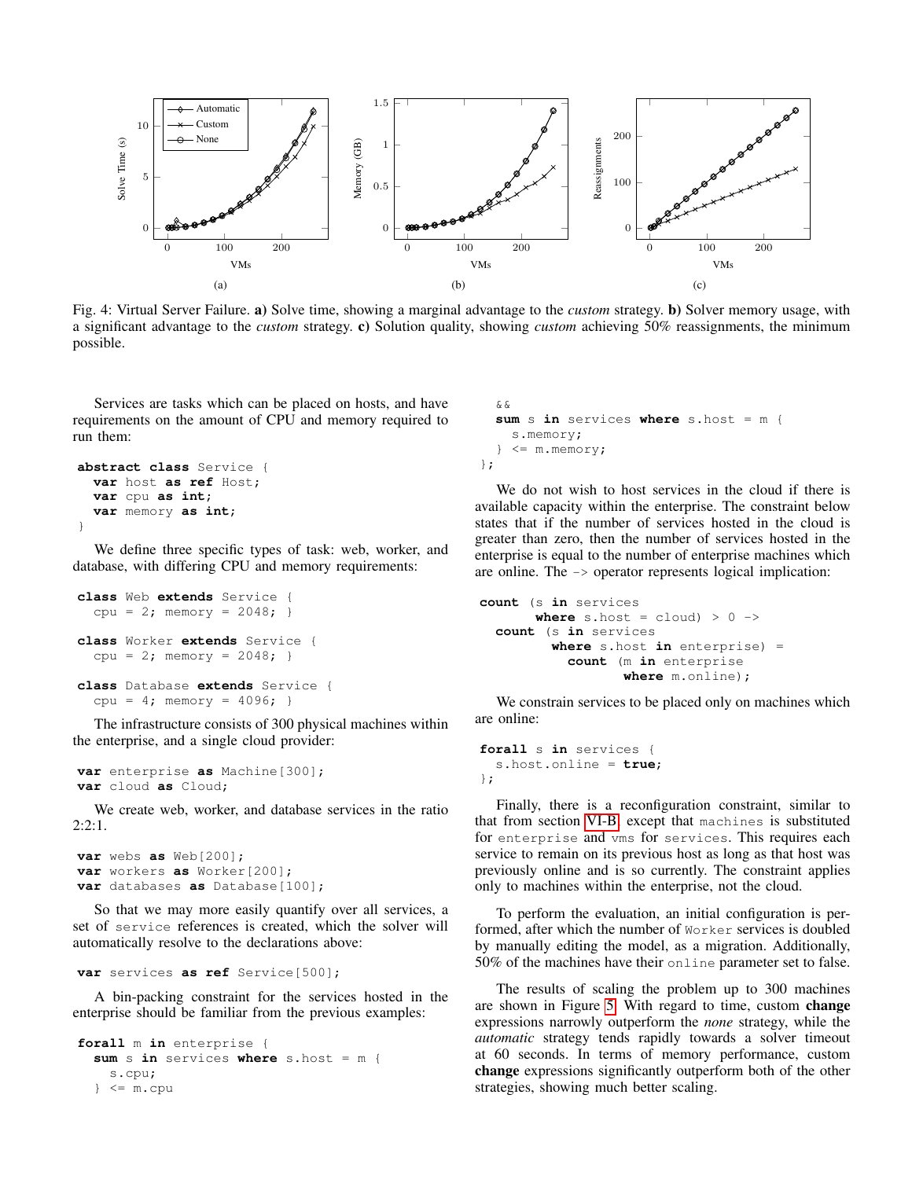Fig. 4: Virtual Server Failure. **a)** Solve time, showing a marginal advantage to the *custom* strategy. **b)** Solver memory usage, with a significant advantage to the *custom* strategy. **c)** Solution quality, showing *custom* achieving 50% reassignments, the minimum possible.

Services are tasks which can be placed on hosts, and have requirements on the amount of CPU and memory required to run them:

```
abstract class Service {
  var host as ref Host;
  var cpu as int;
  var memory as int;
}
```

We define three specific types of task: web, worker, and database, with differing CPU and memory requirements:

```
class Web extends Service {
  cpu = 2; memory = 2048; }

class Worker extends Service {
  cpu = 2; memory = 2048; }

class Database extends Service {
  cpu = 4; memory = 4096; }
```

The infrastructure consists of 300 physical machines within the enterprise, and a single cloud provider:

```
var enterprise as Machine[300];
var cloud as Cloud;
```

We create web, worker, and database services in the ratio 2:2:1.

```
var webs as Web[200];
var workers as Worker[200];
var databases as Database[100];
```

So that we may more easily quantify over all services, a set of `service` references is created, which the solver will automatically resolve to the declarations above:

```
var services as ref Service[500];
```

A bin-packing constraint for the services hosted in the enterprise should be familiar from the previous examples:

```
forall m in enterprise {
  sum s in services where s.host = m {
    s.cpu;
  } <= m.cpu
  &&
  sum s in services where s.host = m {
    s.memory;
  } <= m.memory;
};
```

We do not wish to host services in the cloud if there is available capacity within the enterprise. The constraint below states that if the number of services hosted in the cloud is greater than zero, then the number of services hosted in the enterprise is equal to the number of enterprise machines which are online. The `->` operator represents logical implication:

```
count (s in services
      where s.host = cloud) > 0 ->
  count (s in services
        where s.host in enterprise) =
          count (m in enterprise
                where m.online);
```

We constrain services to be placed only on machines which are online:

```
forall s in services {
  s.host.online = true;
};
```

Finally, there is a reconfiguration constraint, similar to that from section VI-B, except that `machines` is substituted for `enterprise` and `vms` for `services`. This requires each service to remain on its previous host as long as that host was previously online and is so currently. The constraint applies only to machines within the enterprise, not the cloud.

To perform the evaluation, an initial configuration is performed, after which the number of `Worker` services is doubled by manually editing the model, as a migration. Additionally, 50% of the machines have their `online` parameter set to false.

The results of scaling the problem up to 300 machines are shown in Figure 5. With regard to time, custom **change** expressions narrowly outperform the *none* strategy, while the *automatic* strategy tends rapidly towards a solver timeout at 60 seconds. In terms of memory performance, custom **change** expressions significantly outperform both of the other strategies, showing much better scaling.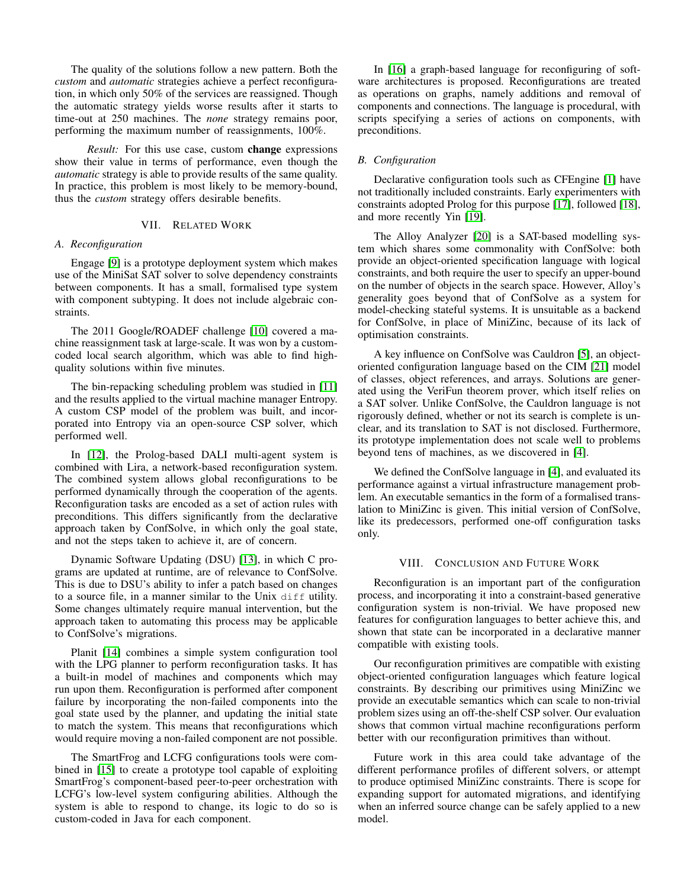The quality of the solutions follow a new pattern. Both the *custom* and *automatic* strategies achieve a perfect reconfiguration, in which only 50% of the services are reassigned. Though the automatic strategy yields worse results after it starts to time-out at 250 machines. The *none* strategy remains poor, performing the maximum number of reassignments, 100%.

*Result:* For this use case, custom **change** expressions show their value in terms of performance, even though the *automatic* strategy is able to provide results of the same quality. In practice, this problem is most likely to be memory-bound, thus the *custom* strategy offers desirable benefits.

## VII. Related Work

### A. Reconfiguration

Engage [9] is a prototype deployment system which makes use of the MiniSat SAT solver to solve dependency constraints between components. It has a small, formalised type system with component subtyping. It does not include algebraic constraints.

The 2011 Google/ROADEF challenge [10] covered a machine reassignment task at large-scale. It was won by a custom-coded local search algorithm, which was able to find high-quality solutions within five minutes.

The bin-repacking scheduling problem was studied in [11] and the results applied to the virtual machine manager Entropy. A custom CSP model of the problem was built, and incorporated into Entropy via an open-source CSP solver, which performed well.

In [12], the Prolog-based DALI multi-agent system is combined with Lira, a network-based reconfiguration system. The combined system allows global reconfigurations to be performed dynamically through the cooperation of the agents. Reconfiguration tasks are encoded as a set of action rules with preconditions. This differs significantly from the declarative approach taken by ConfSolve, in which only the goal state, and not the steps taken to achieve it, are of concern.

Dynamic Software Updating (DSU) [13], in which C programs are updated at runtime, are of relevance to ConfSolve. This is due to DSU's ability to infer a patch based on changes to a source file, in a manner similar to the Unix `diff` utility. Some changes ultimately require manual intervention, but the approach taken to automating this process may be applicable to ConfSolve's migrations.

Planit [14] combines a simple system configuration tool with the LPG planner to perform reconfiguration tasks. It has a built-in model of machines and components which may run upon them. Reconfiguration is performed after component failure by incorporating the non-failed components into the goal state used by the planner, and updating the initial state to match the system. This means that reconfigurations which would require moving a non-failed component are not possible.

The SmartFrog and LCFG configurations tools were combined in [15] to create a prototype tool capable of exploiting SmartFrog's component-based peer-to-peer orchestration with LCFG's low-level system configuring abilities. Although the system is able to respond to change, its logic to do so is custom-coded in Java for each component.

In [16] a graph-based language for reconfiguring of software architectures is proposed. Reconfigurations are treated as operations on graphs, namely additions and removal of components and connections. The language is procedural, with scripts specifying a series of actions on components, with preconditions.

### B. Configuration

Declarative configuration tools such as CFEngine [1] have not traditionally included constraints. Early experimenters with constraints adopted Prolog for this purpose [17], followed [18], and more recently Yin [19].

The Alloy Analyzer [20] is a SAT-based modelling system which shares some commonality with ConfSolve: both provide an object-oriented specification language with logical constraints, and both require the user to specify an upper-bound on the number of objects in the search space. However, Alloy's generality goes beyond that of ConfSolve as a system for model-checking stateful systems. It is unsuitable as a backend for ConfSolve, in place of MiniZinc, because of its lack of optimisation constraints.

A key influence on ConfSolve was Cauldron [5], an object-oriented configuration language based on the CIM [21] model of classes, object references, and arrays. Solutions are generated using the VeriFun theorem prover, which itself relies on a SAT solver. Unlike ConfSolve, the Cauldron language is not rigorously defined, whether or not its search is complete is unclear, and its translation to SAT is not disclosed. Furthermore, its prototype implementation does not scale well to problems beyond tens of machines, as we discovered in [4].

We defined the ConfSolve language in [4], and evaluated its performance against a virtual infrastructure management problem. An executable semantics in the form of a formalised translation to MiniZinc is given. This initial version of ConfSolve, like its predecessors, performed one-off configuration tasks only.

## VIII. Conclusion and Future Work

Reconfiguration is an important part of the configuration process, and incorporating it into a constraint-based generative configuration system is non-trivial. We have proposed new features for configuration languages to better achieve this, and shown that state can be incorporated in a declarative manner compatible with existing tools.

Our reconfiguration primitives are compatible with existing object-oriented configuration languages which feature logical constraints. By describing our primitives using MiniZinc we provide an executable semantics which can scale to non-trivial problem sizes using an off-the-shelf CSP solver. Our evaluation shows that common virtual machine reconfigurations perform better with our reconfiguration primitives than without.

Future work in this area could take advantage of the different performance profiles of different solvers, or attempt to produce optimised MiniZinc constraints. There is scope for expanding support for automated migrations, and identifying when an inferred source change can be safely applied to a new model.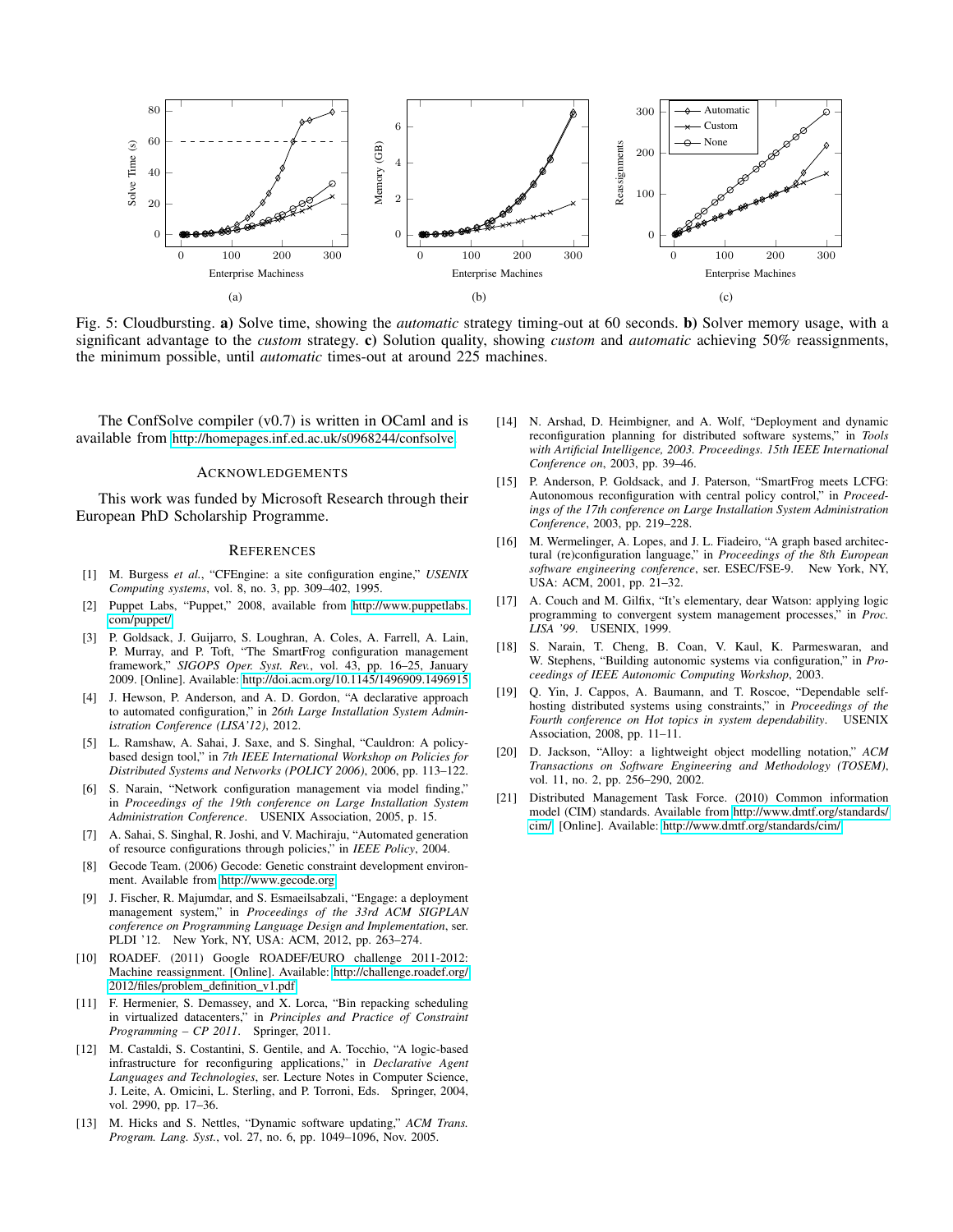Solve Time (s)

0 20 40 60 80

0 100 200 300

Enterprise Machiness

(a)

Memory (GB)

0 2 4 6

0 100 200 300

Enterprise Machines

(b)

Reassignments

0 100 200 300

0 100 200 300

Enterprise Machines

Automatic
Custom
None

(c)

Fig. 5: Cloudbursting. **a)** Solve time, showing the *automatic* strategy timing-out at 60 seconds. **b)** Solver memory usage, with a significant advantage to the *custom* strategy. **c)** Solution quality, showing *custom* and *automatic* achieving 50% reassignments, the minimum possible, until *automatic* times-out at around 225 machines.

The ConfSolve compiler (v0.7) is written in OCaml and is available from http://homepages.inf.ed.ac.uk/s0968244/confsolve

## Acknowledgements

This work was funded by Microsoft Research through their European PhD Scholarship Programme.

## References

[1] M. Burgess *et al.*, "CFEngine: a site configuration engine," *USENIX Computing systems*, vol. 8, no. 3, pp. 309–402, 1995.

[2] Puppet Labs, "Puppet," 2008, available from http://www.puppetlabs.com/puppet/

[3] P. Goldsack, J. Guijarro, S. Loughran, A. Coles, A. Farrell, A. Lain, P. Murray, and P. Toft, "The SmartFrog configuration management framework," *SIGOPS Oper. Syst. Rev.*, vol. 43, pp. 16–25, January 2009. [Online]. Available: http://doi.acm.org/10.1145/1496909.1496915

[4] J. Hewson, P. Anderson, and A. D. Gordon, "A declarative approach to automated configuration," in *26th Large Installation System Administration Conference (LISA'12)*, 2012.

[5] L. Ramshaw, A. Sahai, J. Saxe, and S. Singhal, "Cauldron: A policy-based design tool," in *7th IEEE International Workshop on Policies for Distributed Systems and Networks (POLICY 2006)*, 2006, pp. 113–122.

[6] S. Narain, "Network configuration management via model finding," in *Proceedings of the 19th conference on Large Installation System Administration Conference*. USENIX Association, 2005, p. 15.

[7] A. Sahai, S. Singhal, R. Joshi, and V. Machiraju, "Automated generation of resource configurations through policies," in *IEEE Policy*, 2004.

[8] Gecode Team. (2006) Gecode: Genetic constraint development environment. Available from http://www.gecode.org

[9] J. Fischer, R. Majumdar, and S. Esmaeilsabzali, "Engage: a deployment management system," in *Proceedings of the 33rd ACM SIGPLAN conference on Programming Language Design and Implementation*, ser. PLDI '12. New York, NY, USA: ACM, 2012, pp. 263–274.

[10] ROADEF. (2011) Google ROADEF/EURO challenge 2011-2012: Machine reassignment. [Online]. Available: http://challenge.roadef.org/2012/files/problem_definition_v1.pdf

[11] F. Hermenier, S. Demassey, and X. Lorca, "Bin repacking scheduling in virtualized datacenters," in *Principles and Practice of Constraint Programming – CP 2011*. Springer, 2011.

[12] M. Castaldi, S. Costantini, S. Gentile, and A. Tocchio, "A logic-based infrastructure for reconfiguring applications," in *Declarative Agent Languages and Technologies*, ser. Lecture Notes in Computer Science, J. Leite, A. Omicini, L. Sterling, and P. Torroni, Eds. Springer, 2004, vol. 2990, pp. 17–36.

[13] M. Hicks and S. Nettles, "Dynamic software updating," *ACM Trans. Program. Lang. Syst.*, vol. 27, no. 6, pp. 1049–1096, Nov. 2005.

[14] N. Arshad, D. Heimbigner, and A. Wolf, "Deployment and dynamic reconfiguration planning for distributed software systems," in *Tools with Artificial Intelligence, 2003. Proceedings. 15th IEEE International Conference on*, 2003, pp. 39–46.

[15] P. Anderson, P. Goldsack, and J. Paterson, "SmartFrog meets LCFG: Autonomous reconfiguration with central policy control," in *Proceedings of the 17th conference on Large Installation System Administration Conference*, 2003, pp. 219–228.

[16] M. Wermelinger, A. Lopes, and J. L. Fiadeiro, "A graph based architectural (re)configuration language," in *Proceedings of the 8th European software engineering conference*, ser. ESEC/FSE-9. New York, NY, USA: ACM, 2001, pp. 21–32.

[17] A. Couch and M. Gilfix, "It's elementary, dear Watson: applying logic programming to convergent system management processes," in *Proc. LISA '99*. USENIX, 1999.

[18] S. Narain, T. Cheng, B. Coan, V. Kaul, K. Parmeswaran, and W. Stephens, "Building autonomic systems via configuration," in *Proceedings of IEEE Autonomic Computing Workshop*, 2003.

[19] Q. Yin, J. Cappos, A. Baumann, and T. Roscoe, "Dependable self-hosting distributed systems using constraints," in *Proceedings of the Fourth conference on Hot topics in system dependability*. USENIX Association, 2008, pp. 11–11.

[20] D. Jackson, "Alloy: a lightweight object modelling notation," *ACM Transactions on Software Engineering and Methodology (TOSEM)*, vol. 11, no. 2, pp. 256–290, 2002.

[21] Distributed Management Task Force. (2010) Common information model (CIM) standards. Available from http://www.dmtf.org/standards/cim/ [Online]. Available: http://www.dmtf.org/standards/cim/